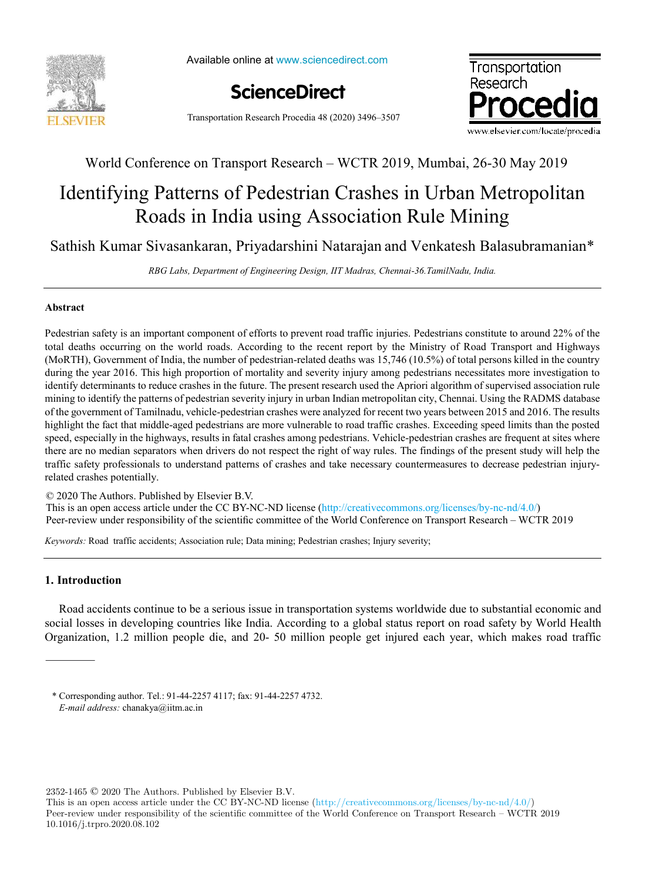World Conference on Transport Research – WCTR 2019, Mumbai, 26-30 May 2019

# Identifying Patterns of Pedestrian Crashes in Urban Metropolitan Roads in India using Association Rule Mining

Sathish Kumar Sivasankaran, Priyadarshini Natarajan and Venkatesh Balasubramanian*

*RBG Labs, Department of Engineering Design, IIT Madras, Chennai-36.TamilNadu, India.*

## Abstract

Pedestrian safety is an important component of efforts to prevent road traffic injuries. Pedestrians constitute to around 22% of the total deaths occurring on the world roads. According to the recent report by the Ministry of Road Transport and Highways (MoRTH), Government of India, the number of pedestrian-related deaths was 15,746 (10.5%) of total persons killed in the country during the year 2016. This high proportion of mortality and severity injury among pedestrians necessitates more investigation to identify determinants to reduce crashes in the future. The present research used the Apriori algorithm of supervised association rule mining to identify the patterns of pedestrian severity injury in urban Indian metropolitan city, Chennai. Using the RADMS database of the government of Tamilnadu, vehicle-pedestrian crashes were analyzed for recent two years between 2015 and 2016. The results highlight the fact that middle-aged pedestrians are more vulnerable to road traffic crashes. Exceeding speed limits than the posted speed, especially in the highways, results in fatal crashes among pedestrians. Vehicle-pedestrian crashes are frequent at sites where there are no median separators when drivers do not respect the right of way rules. The findings of the present study will help the traffic safety professionals to understand patterns of crashes and take necessary countermeasures to decrease pedestrian injury-related crashes potentially.

© 2020 The Authors. Published by Elsevier B.V.
This is an open access article under the CC BY-NC-ND license (http://creativecommons.org/licenses/by-nc-nd/4.0/)
Peer-review under responsibility of the scientific committee of the World Conference on Transport Research – WCTR 2019

*Keywords:* Road traffic accidents; Association rule; Data mining; Pedestrian crashes; Injury severity;

## 1. Introduction

Road accidents continue to be a serious issue in transportation systems worldwide due to substantial economic and social losses in developing countries like India. According to a global status report on road safety by World Health Organization, 1.2 million people die, and 20- 50 million people get injured each year, which makes road traffic

---

\* Corresponding author. Tel.: 91-44-2257 4117; fax: 91-44-2257 4732.
*E-mail address:* chanakya@iitm.ac.in

2352-1465 © 2020 The Authors. Published by Elsevier B.V.
This is an open access article under the CC BY-NC-ND license (http://creativecommons.org/licenses/by-nc-nd/4.0/)
Peer-review under responsibility of the scientific committee of the World Conference on Transport Research – WCTR 2019
10.1016/j.trpro.2020.08.102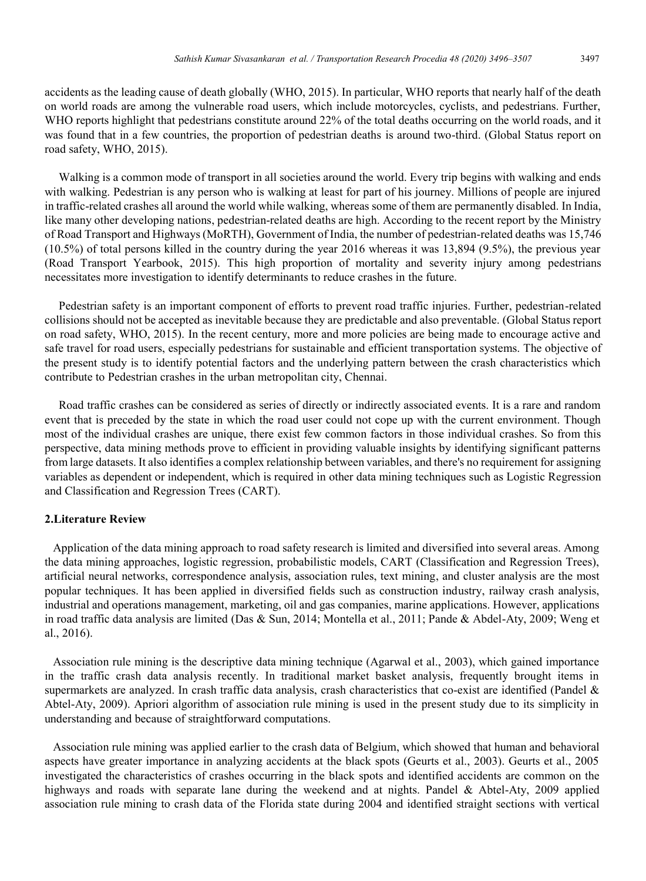accidents as the leading cause of death globally (WHO, 2015). In particular, WHO reports that nearly half of the death on world roads are among the vulnerable road users, which include motorcycles, cyclists, and pedestrians. Further, WHO reports highlight that pedestrians constitute around 22% of the total deaths occurring on the world roads, and it was found that in a few countries, the proportion of pedestrian deaths is around two-third. (Global Status report on road safety, WHO, 2015).

Walking is a common mode of transport in all societies around the world. Every trip begins with walking and ends with walking. Pedestrian is any person who is walking at least for part of his journey. Millions of people are injured in traffic-related crashes all around the world while walking, whereas some of them are permanently disabled. In India, like many other developing nations, pedestrian-related deaths are high. According to the recent report by the Ministry of Road Transport and Highways (MoRTH), Government of India, the number of pedestrian-related deaths was 15,746 (10.5%) of total persons killed in the country during the year 2016 whereas it was 13,894 (9.5%), the previous year (Road Transport Yearbook, 2015). This high proportion of mortality and severity injury among pedestrians necessitates more investigation to identify determinants to reduce crashes in the future.

Pedestrian safety is an important component of efforts to prevent road traffic injuries. Further, pedestrian-related collisions should not be accepted as inevitable because they are predictable and also preventable. (Global Status report on road safety, WHO, 2015). In the recent century, more and more policies are being made to encourage active and safe travel for road users, especially pedestrians for sustainable and efficient transportation systems. The objective of the present study is to identify potential factors and the underlying pattern between the crash characteristics which contribute to Pedestrian crashes in the urban metropolitan city, Chennai.

Road traffic crashes can be considered as series of directly or indirectly associated events. It is a rare and random event that is preceded by the state in which the road user could not cope up with the current environment. Though most of the individual crashes are unique, there exist few common factors in those individual crashes. So from this perspective, data mining methods prove to efficient in providing valuable insights by identifying significant patterns from large datasets. It also identifies a complex relationship between variables, and there's no requirement for assigning variables as dependent or independent, which is required in other data mining techniques such as Logistic Regression and Classification and Regression Trees (CART).

## 2.Literature Review

Application of the data mining approach to road safety research is limited and diversified into several areas. Among the data mining approaches, logistic regression, probabilistic models, CART (Classification and Regression Trees), artificial neural networks, correspondence analysis, association rules, text mining, and cluster analysis are the most popular techniques. It has been applied in diversified fields such as construction industry, railway crash analysis, industrial and operations management, marketing, oil and gas companies, marine applications. However, applications in road traffic data analysis are limited (Das & Sun, 2014; Montella et al., 2011; Pande & Abdel-Aty, 2009; Weng et al., 2016).

Association rule mining is the descriptive data mining technique (Agarwal et al., 2003), which gained importance in the traffic crash data analysis recently. In traditional market basket analysis, frequently brought items in supermarkets are analyzed. In crash traffic data analysis, crash characteristics that co-exist are identified (Pandel & Abtel-Aty, 2009). Apriori algorithm of association rule mining is used in the present study due to its simplicity in understanding and because of straightforward computations.

Association rule mining was applied earlier to the crash data of Belgium, which showed that human and behavioral aspects have greater importance in analyzing accidents at the black spots (Geurts et al., 2003). Geurts et al., 2005 investigated the characteristics of crashes occurring in the black spots and identified accidents are common on the highways and roads with separate lane during the weekend and at nights. Pandel & Abtel-Aty, 2009 applied association rule mining to crash data of the Florida state during 2004 and identified straight sections with vertical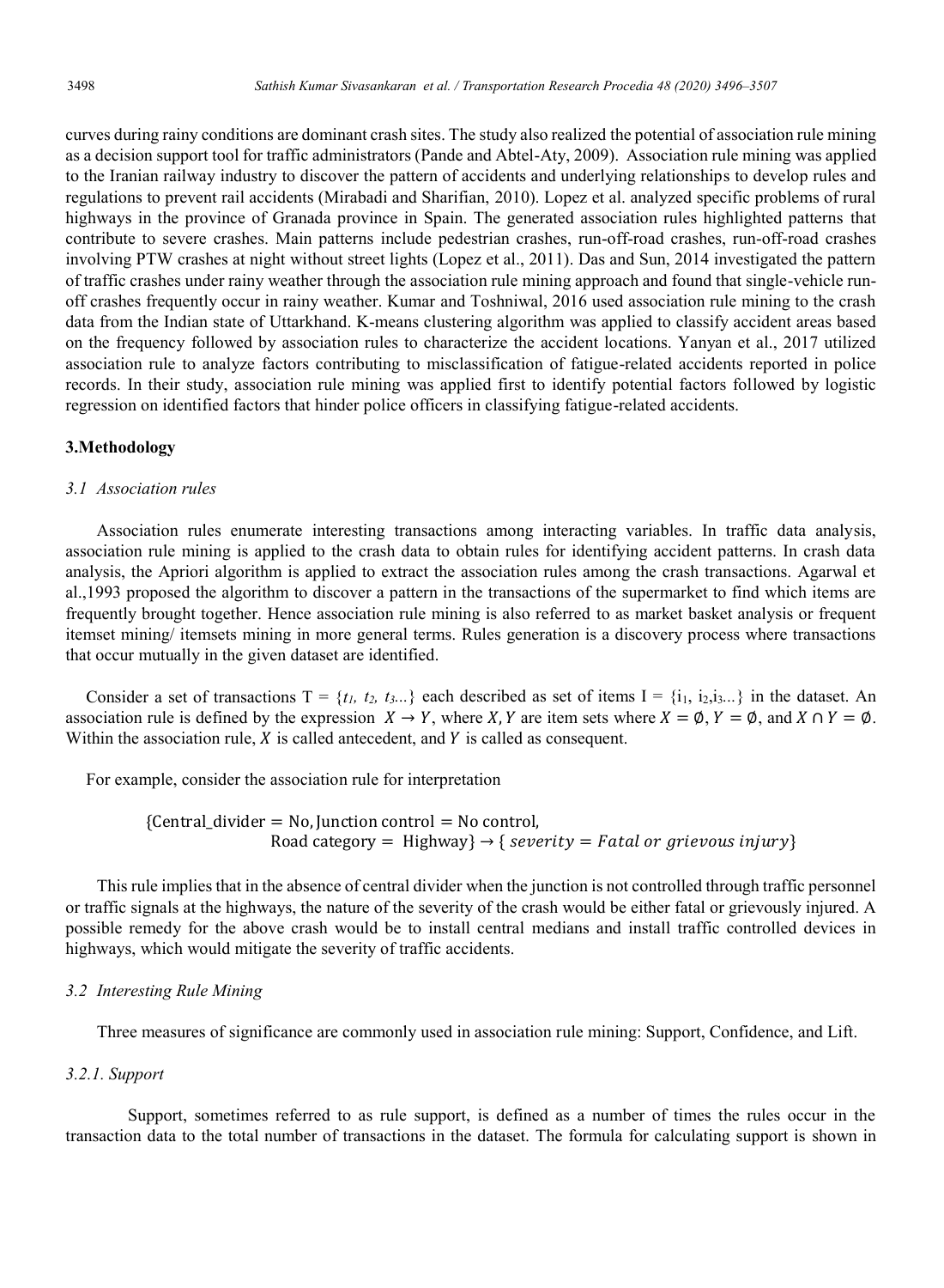curves during rainy conditions are dominant crash sites. The study also realized the potential of association rule mining as a decision support tool for traffic administrators (Pande and Abtel-Aty, 2009). Association rule mining was applied to the Iranian railway industry to discover the pattern of accidents and underlying relationships to develop rules and regulations to prevent rail accidents (Mirabadi and Sharifian, 2010). Lopez et al. analyzed specific problems of rural highways in the province of Granada province in Spain. The generated association rules highlighted patterns that contribute to severe crashes. Main patterns include pedestrian crashes, run-off-road crashes, run-off-road crashes involving PTW crashes at night without street lights (Lopez et al., 2011). Das and Sun, 2014 investigated the pattern of traffic crashes under rainy weather through the association rule mining approach and found that single-vehicle run-off crashes frequently occur in rainy weather. Kumar and Toshniwal, 2016 used association rule mining to the crash data from the Indian state of Uttarkhand. K-means clustering algorithm was applied to classify accident areas based on the frequency followed by association rules to characterize the accident locations. Yanyan et al., 2017 utilized association rule to analyze factors contributing to misclassification of fatigue-related accidents reported in police records. In their study, association rule mining was applied first to identify potential factors followed by logistic regression on identified factors that hinder police officers in classifying fatigue-related accidents.

## 3.Methodology

### *3.1 Association rules*

Association rules enumerate interesting transactions among interacting variables. In traffic data analysis, association rule mining is applied to the crash data to obtain rules for identifying accident patterns. In crash data analysis, the Apriori algorithm is applied to extract the association rules among the crash transactions. Agarwal et al.,1993 proposed the algorithm to discover a pattern in the transactions of the supermarket to find which items are frequently brought together. Hence association rule mining is also referred to as market basket analysis or frequent itemset mining/ itemsets mining in more general terms. Rules generation is a discovery process where transactions that occur mutually in the given dataset are identified.

Consider a set of transactions T = $\{t_1, t_2, t_3...\}$ each described as set of items I = $\{i_1, i_2, i_3...\}$ in the dataset. An association rule is defined by the expression $X \rightarrow Y$, where $X, Y$ are item sets where $X = \emptyset$, $Y = \emptyset$, and $X \cap Y = \emptyset$. Within the association rule, $X$ is called antecedent, and $Y$ is called as consequent.

For example, consider the association rule for interpretation

$$\{\text{Central\_divider} = \text{No}, \text{Junction control} = \text{No control}, \\ \text{Road category} = \text{Highway}\} \rightarrow \{\,severity = Fatal\ or\ grievous\ injury\}$$

This rule implies that in the absence of central divider when the junction is not controlled through traffic personnel or traffic signals at the highways, the nature of the severity of the crash would be either fatal or grievously injured. A possible remedy for the above crash would be to install central medians and install traffic controlled devices in highways, which would mitigate the severity of traffic accidents.

### *3.2 Interesting Rule Mining*

Three measures of significance are commonly used in association rule mining: Support, Confidence, and Lift.

#### *3.2.1. Support*

Support, sometimes referred to as rule support, is defined as a number of times the rules occur in the transaction data to the total number of transactions in the dataset. The formula for calculating support is shown in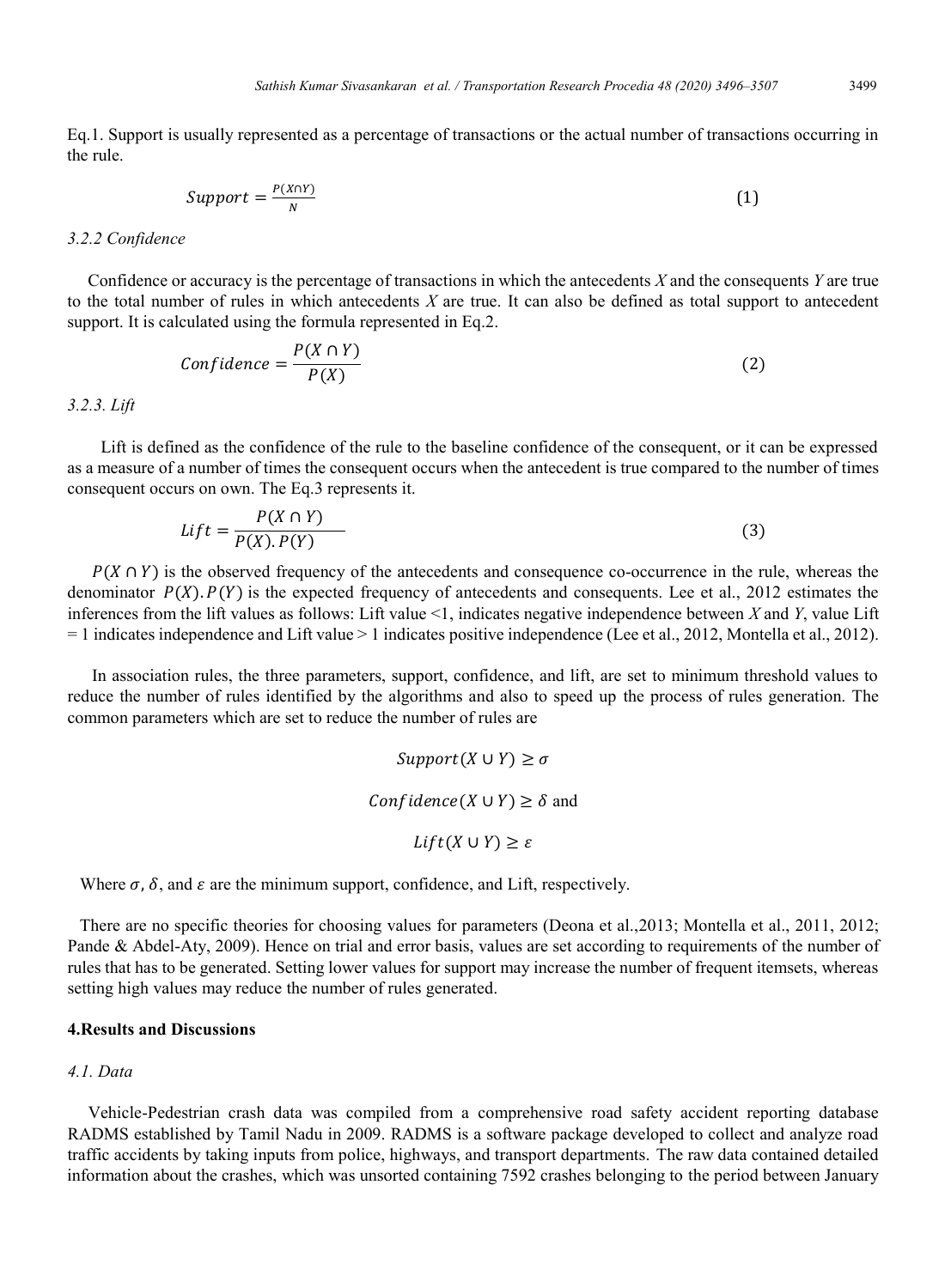Eq.1. Support is usually represented as a percentage of transactions or the actual number of transactions occurring in the rule.

$$Support = \frac{P(X \cap Y)}{N} \tag{1}$$

### *3.2.2 Confidence*

Confidence or accuracy is the percentage of transactions in which the antecedents *X* and the consequents *Y* are true to the total number of rules in which antecedents *X* are true. It can also be defined as total support to antecedent support. It is calculated using the formula represented in Eq.2.

$$Confidence = \frac{P(X \cap Y)}{P(X)} \tag{2}$$

### *3.2.3. Lift*

Lift is defined as the confidence of the rule to the baseline confidence of the consequent, or it can be expressed as a measure of a number of times the consequent occurs when the antecedent is true compared to the number of times consequent occurs on own. The Eq.3 represents it.

$$Lift = \frac{P(X \cap Y)}{P(X).P(Y)} \tag{3}$$

$P(X \cap Y)$ is the observed frequency of the antecedents and consequence co-occurrence in the rule, whereas the denominator $P(X).P(Y)$ is the expected frequency of antecedents and consequents. Lee et al., 2012 estimates the inferences from the lift values as follows: Lift value <1, indicates negative independence between *X* and *Y*, value Lift = 1 indicates independence and Lift value > 1 indicates positive independence (Lee et al., 2012, Montella et al., 2012).

In association rules, the three parameters, support, confidence, and lift, are set to minimum threshold values to reduce the number of rules identified by the algorithms and also to speed up the process of rules generation. The common parameters which are set to reduce the number of rules are

$$Support(X \cup Y) \geq \sigma$$

$$Confidence(X \cup Y) \geq \delta \text{ and}$$

$$Lift(X \cup Y) \geq \varepsilon$$

Where $\sigma$, $\delta$, and $\varepsilon$ are the minimum support, confidence, and Lift, respectively.

There are no specific theories for choosing values for parameters (Deona et al.,2013; Montella et al., 2011, 2012; Pande & Abdel-Aty, 2009). Hence on trial and error basis, values are set according to requirements of the number of rules that has to be generated. Setting lower values for support may increase the number of frequent itemsets, whereas setting high values may reduce the number of rules generated.

## 4.Results and Discussions

### *4.1. Data*

Vehicle-Pedestrian crash data was compiled from a comprehensive road safety accident reporting database RADMS established by Tamil Nadu in 2009. RADMS is a software package developed to collect and analyze road traffic accidents by taking inputs from police, highways, and transport departments. The raw data contained detailed information about the crashes, which was unsorted containing 7592 crashes belonging to the period between January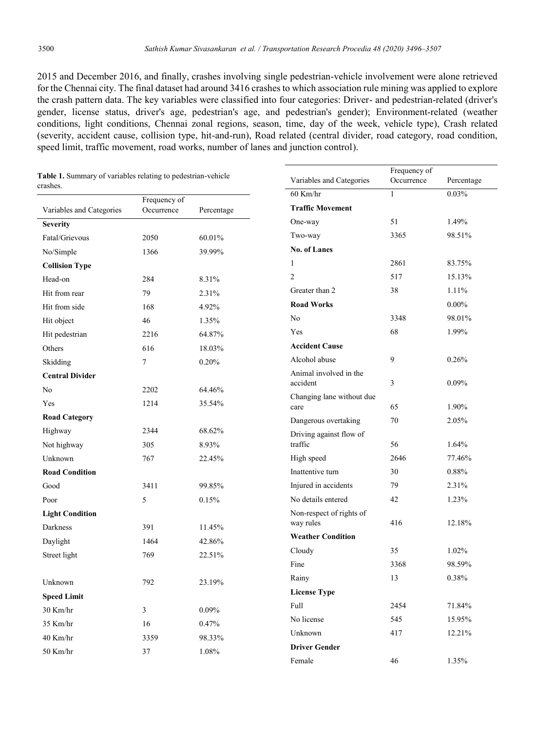2015 and December 2016, and finally, crashes involving single pedestrian-vehicle involvement were alone retrieved for the Chennai city. The final dataset had around 3416 crashes to which association rule mining was applied to explore the crash pattern data. The key variables were classified into four categories: Driver- and pedestrian-related (driver's gender, license status, driver's age, pedestrian's age, and pedestrian's gender); Environment-related (weather conditions, light conditions, Chennai zonal regions, season, time, day of the week, vehicle type), Crash related (severity, accident cause, collision type, hit-and-run), Road related (central divider, road category, road condition, speed limit, traffic movement, road works, number of lanes and junction control).

**Table 1.** Summary of variables relating to pedestrian-vehicle crashes.

| Variables and Categories | Frequency of Occurrence | Percentage |
|---|---|---|
| **Severity** | | |
| Fatal/Grievous | 2050 | 60.01% |
| No/Simple | 1366 | 39.99% |
| **Collision Type** | | |
| Head-on | 284 | 8.31% |
| Hit from rear | 79 | 2.31% |
| Hit from side | 168 | 4.92% |
| Hit object | 46 | 1.35% |
| Hit pedestrian | 2216 | 64.87% |
| Others | 616 | 18.03% |
| Skidding | 7 | 0.20% |
| **Central Divider** | | |
| No | 2202 | 64.46% |
| Yes | 1214 | 35.54% |
| **Road Category** | | |
| Highway | 2344 | 68.62% |
| Not highway | 305 | 8.93% |
| Unknown | 767 | 22.45% |
| **Road Condition** | | |
| Good | 3411 | 99.85% |
| Poor | 5 | 0.15% |
| **Light Condition** | | |
| Darkness | 391 | 11.45% |
| Daylight | 1464 | 42.86% |
| Street light | 769 | 22.51% |
| Unknown | 792 | 23.19% |
| **Speed Limit** | | |
| 30 Km/hr | 3 | 0.09% |
| 35 Km/hr | 16 | 0.47% |
| 40 Km/hr | 3359 | 98.33% |
| 50 Km/hr | 37 | 1.08% |
| 60 Km/hr | 1 | 0.03% |
| **Traffic Movement** | | |
| One-way | 51 | 1.49% |
| Two-way | 3365 | 98.51% |
| **No. of Lanes** | | |
| 1 | 2861 | 83.75% |
| 2 | 517 | 15.13% |
| Greater than 2 | 38 | 1.11% |
| **Road Works** | | 0.00% |
| No | 3348 | 98.01% |
| Yes | 68 | 1.99% |
| **Accident Cause** | | |
| Alcohol abuse | 9 | 0.26% |
| Animal involved in the accident | 3 | 0.09% |
| Changing lane without due care | 65 | 1.90% |
| Dangerous overtaking | 70 | 2.05% |
| Driving against flow of traffic | 56 | 1.64% |
| High speed | 2646 | 77.46% |
| Inattentive turn | 30 | 0.88% |
| Injured in accidents | 79 | 2.31% |
| No details entered | 42 | 1.23% |
| Non-respect of rights of way rules | 416 | 12.18% |
| **Weather Condition** | | |
| Cloudy | 35 | 1.02% |
| Fine | 3368 | 98.59% |
| Rainy | 13 | 0.38% |
| **License Type** | | |
| Full | 2454 | 71.84% |
| No license | 545 | 15.95% |
| Unknown | 417 | 12.21% |
| **Driver Gender** | | |
| Female | 46 | 1.35% |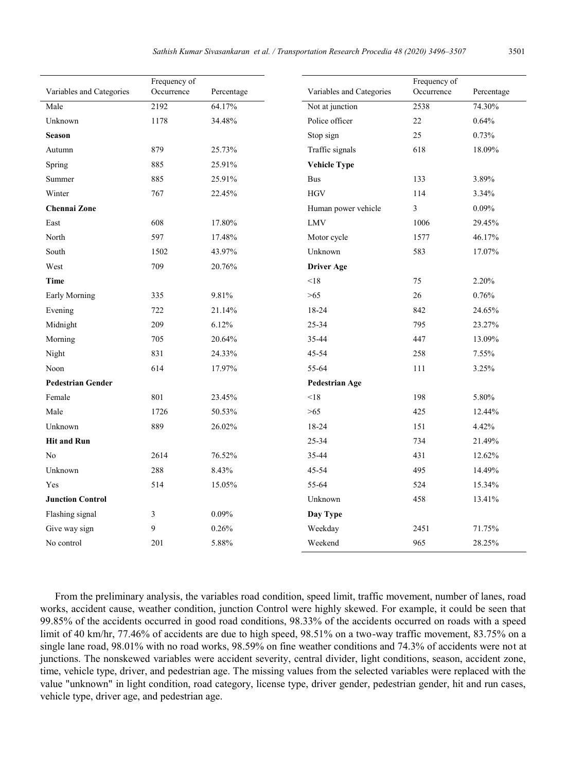| Variables and Categories | Frequency of Occurrence | Percentage |
|---|---|---|
| Male | 2192 | 64.17% |
| Unknown | 1178 | 34.48% |
| **Season** | | |
| Autumn | 879 | 25.73% |
| Spring | 885 | 25.91% |
| Summer | 885 | 25.91% |
| Winter | 767 | 22.45% |
| **Chennai Zone** | | |
| East | 608 | 17.80% |
| North | 597 | 17.48% |
| South | 1502 | 43.97% |
| West | 709 | 20.76% |
| **Time** | | |
| Early Morning | 335 | 9.81% |
| Evening | 722 | 21.14% |
| Midnight | 209 | 6.12% |
| Morning | 705 | 20.64% |
| Night | 831 | 24.33% |
| Noon | 614 | 17.97% |
| **Pedestrian Gender** | | |
| Female | 801 | 23.45% |
| Male | 1726 | 50.53% |
| Unknown | 889 | 26.02% |
| **Hit and Run** | | |
| No | 2614 | 76.52% |
| Unknown | 288 | 8.43% |
| Yes | 514 | 15.05% |
| **Junction Control** | | |
| Flashing signal | 3 | 0.09% |
| Give way sign | 9 | 0.26% |
| No control | 201 | 5.88% |
| Not at junction | 2538 | 74.30% |
| Police officer | 22 | 0.64% |
| Stop sign | 25 | 0.73% |
| Traffic signals | 618 | 18.09% |
| **Vehicle Type** | | |
| Bus | 133 | 3.89% |
| HGV | 114 | 3.34% |
| Human power vehicle | 3 | 0.09% |
| LMV | 1006 | 29.45% |
| Motor cycle | 1577 | 46.17% |
| Unknown | 583 | 17.07% |
| **Driver Age** | | |
| <18 | 75 | 2.20% |
| >65 | 26 | 0.76% |
| 18-24 | 842 | 24.65% |
| 25-34 | 795 | 23.27% |
| 35-44 | 447 | 13.09% |
| 45-54 | 258 | 7.55% |
| 55-64 | 111 | 3.25% |
| **Pedestrian Age** | | |
| <18 | 198 | 5.80% |
| >65 | 425 | 12.44% |
| 18-24 | 151 | 4.42% |
| 25-34 | 734 | 21.49% |
| 35-44 | 431 | 12.62% |
| 45-54 | 495 | 14.49% |
| 55-64 | 524 | 15.34% |
| Unknown | 458 | 13.41% |
| **Day Type** | | |
| Weekday | 2451 | 71.75% |
| Weekend | 965 | 28.25% |

From the preliminary analysis, the variables road condition, speed limit, traffic movement, number of lanes, road works, accident cause, weather condition, junction Control were highly skewed. For example, it could be seen that 99.85% of the accidents occurred in good road conditions, 98.33% of the accidents occurred on roads with a speed limit of 40 km/hr, 77.46% of accidents are due to high speed, 98.51% on a two-way traffic movement, 83.75% on a single lane road, 98.01% with no road works, 98.59% on fine weather conditions and 74.3% of accidents were not at junctions. The nonskewed variables were accident severity, central divider, light conditions, season, accident zone, time, vehicle type, driver, and pedestrian age. The missing values from the selected variables were replaced with the value "unknown" in light condition, road category, license type, driver gender, pedestrian gender, hit and run cases, vehicle type, driver age, and pedestrian age.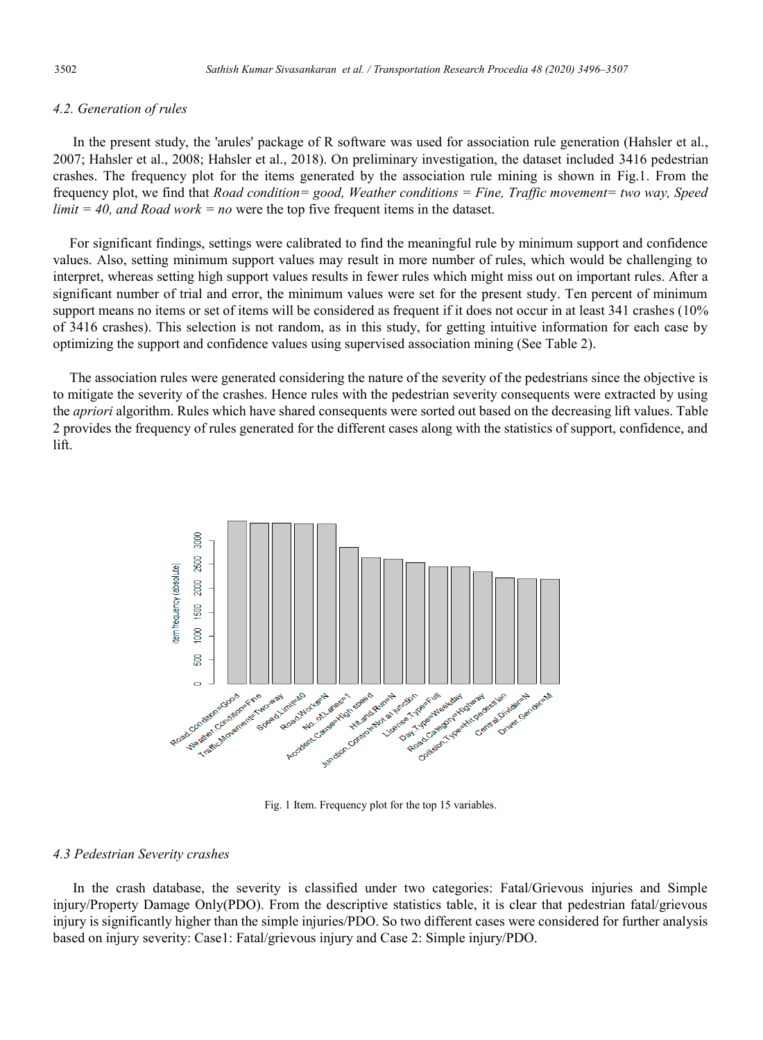### 4.2. Generation of rules

In the present study, the 'arules' package of R software was used for association rule generation (Hahsler et al., 2007; Hahsler et al., 2008; Hahsler et al., 2018). On preliminary investigation, the dataset included 3416 pedestrian crashes. The frequency plot for the items generated by the association rule mining is shown in Fig.1. From the frequency plot, we find that *Road condition= good, Weather conditions = Fine, Traffic movement= two way, Speed limit = 40, and Road work = no* were the top five frequent items in the dataset.

For significant findings, settings were calibrated to find the meaningful rule by minimum support and confidence values. Also, setting minimum support values may result in more number of rules, which would be challenging to interpret, whereas setting high support values results in fewer rules which might miss out on important rules. After a significant number of trial and error, the minimum values were set for the present study. Ten percent of minimum support means no items or set of items will be considered as frequent if it does not occur in at least 341 crashes (10% of 3416 crashes). This selection is not random, as in this study, for getting intuitive information for each case by optimizing the support and confidence values using supervised association mining (See Table 2).

The association rules were generated considering the nature of the severity of the pedestrians since the objective is to mitigate the severity of the crashes. Hence rules with the pedestrian severity consequents were extracted by using the *apriori* algorithm. Rules which have shared consequents were sorted out based on the decreasing lift values. Table 2 provides the frequency of rules generated for the different cases along with the statistics of support, confidence, and lift.

Fig. 1 Item. Frequency plot for the top 15 variables.

### 4.3 Pedestrian Severity crashes

In the crash database, the severity is classified under two categories: Fatal/Grievous injuries and Simple injury/Property Damage Only(PDO). From the descriptive statistics table, it is clear that pedestrian fatal/grievous injury is significantly higher than the simple injuries/PDO. So two different cases were considered for further analysis based on injury severity: Case1: Fatal/grievous injury and Case 2: Simple injury/PDO.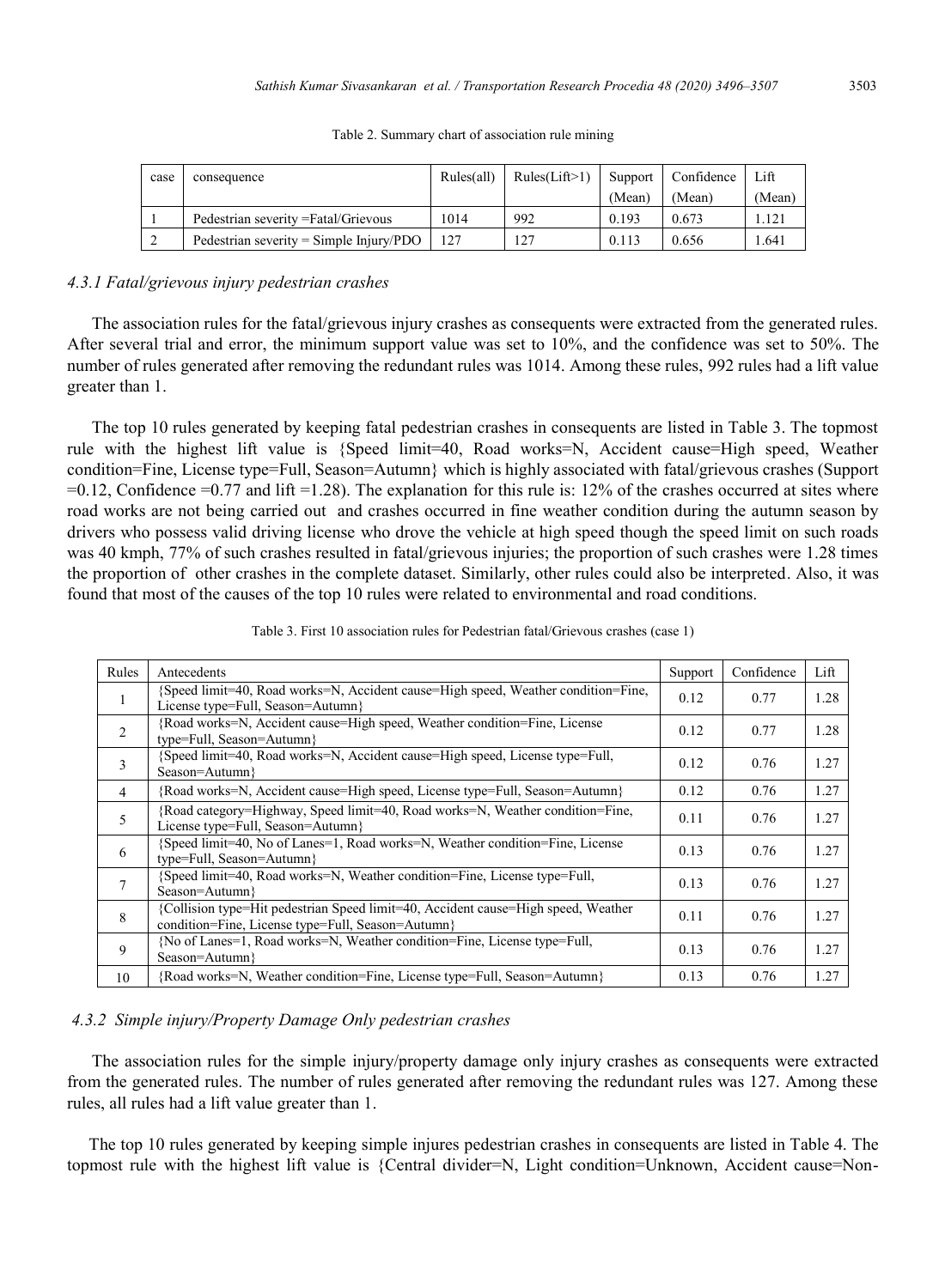Table 2. Summary chart of association rule mining

| case | consequence | Rules(all) | Rules(Lift>1) | Support (Mean) | Confidence (Mean) | Lift (Mean) |
|---|---|---|---|---|---|---|
| 1 | Pedestrian severity =Fatal/Grievous | 1014 | 992 | 0.193 | 0.673 | 1.121 |
| 2 | Pedestrian severity = Simple Injury/PDO | 127 | 127 | 0.113 | 0.656 | 1.641 |

### *4.3.1 Fatal/grievous injury pedestrian crashes*

The association rules for the fatal/grievous injury crashes as consequents were extracted from the generated rules. After several trial and error, the minimum support value was set to 10%, and the confidence was set to 50%. The number of rules generated after removing the redundant rules was 1014. Among these rules, 992 rules had a lift value greater than 1.

The top 10 rules generated by keeping fatal pedestrian crashes in consequents are listed in Table 3. The topmost rule with the highest lift value is {Speed limit=40, Road works=N, Accident cause=High speed, Weather condition=Fine, License type=Full, Season=Autumn} which is highly associated with fatal/grievous crashes (Support =0.12, Confidence =0.77 and lift =1.28). The explanation for this rule is: 12% of the crashes occurred at sites where road works are not being carried out and crashes occurred in fine weather condition during the autumn season by drivers who possess valid driving license who drove the vehicle at high speed though the speed limit on such roads was 40 kmph, 77% of such crashes resulted in fatal/grievous injuries; the proportion of such crashes were 1.28 times the proportion of other crashes in the complete dataset. Similarly, other rules could also be interpreted. Also, it was found that most of the causes of the top 10 rules were related to environmental and road conditions.

Table 3. First 10 association rules for Pedestrian fatal/Grievous crashes (case 1)

| Rules | Antecedents | Support | Confidence | Lift |
|---|---|---|---|---|
| 1 | {Speed limit=40, Road works=N, Accident cause=High speed, Weather condition=Fine, License type=Full, Season=Autumn} | 0.12 | 0.77 | 1.28 |
| 2 | {Road works=N, Accident cause=High speed, Weather condition=Fine, License type=Full, Season=Autumn} | 0.12 | 0.77 | 1.28 |
| 3 | {Speed limit=40, Road works=N, Accident cause=High speed, License type=Full, Season=Autumn} | 0.12 | 0.76 | 1.27 |
| 4 | {Road works=N, Accident cause=High speed, License type=Full, Season=Autumn} | 0.12 | 0.76 | 1.27 |
| 5 | {Road category=Highway, Speed limit=40, Road works=N, Weather condition=Fine, License type=Full, Season=Autumn} | 0.11 | 0.76 | 1.27 |
| 6 | {Speed limit=40, No of Lanes=1, Road works=N, Weather condition=Fine, License type=Full, Season=Autumn} | 0.13 | 0.76 | 1.27 |
| 7 | {Speed limit=40, Road works=N, Weather condition=Fine, License type=Full, Season=Autumn} | 0.13 | 0.76 | 1.27 |
| 8 | {Collision type=Hit pedestrian Speed limit=40, Accident cause=High speed, Weather condition=Fine, License type=Full, Season=Autumn} | 0.11 | 0.76 | 1.27 |
| 9 | {No of Lanes=1, Road works=N, Weather condition=Fine, License type=Full, Season=Autumn} | 0.13 | 0.76 | 1.27 |
| 10 | {Road works=N, Weather condition=Fine, License type=Full, Season=Autumn} | 0.13 | 0.76 | 1.27 |

### *4.3.2 Simple injury/Property Damage Only pedestrian crashes*

The association rules for the simple injury/property damage only injury crashes as consequents were extracted from the generated rules. The number of rules generated after removing the redundant rules was 127. Among these rules, all rules had a lift value greater than 1.

The top 10 rules generated by keeping simple injures pedestrian crashes in consequents are listed in Table 4. The topmost rule with the highest lift value is {Central divider=N, Light condition=Unknown, Accident cause=Non-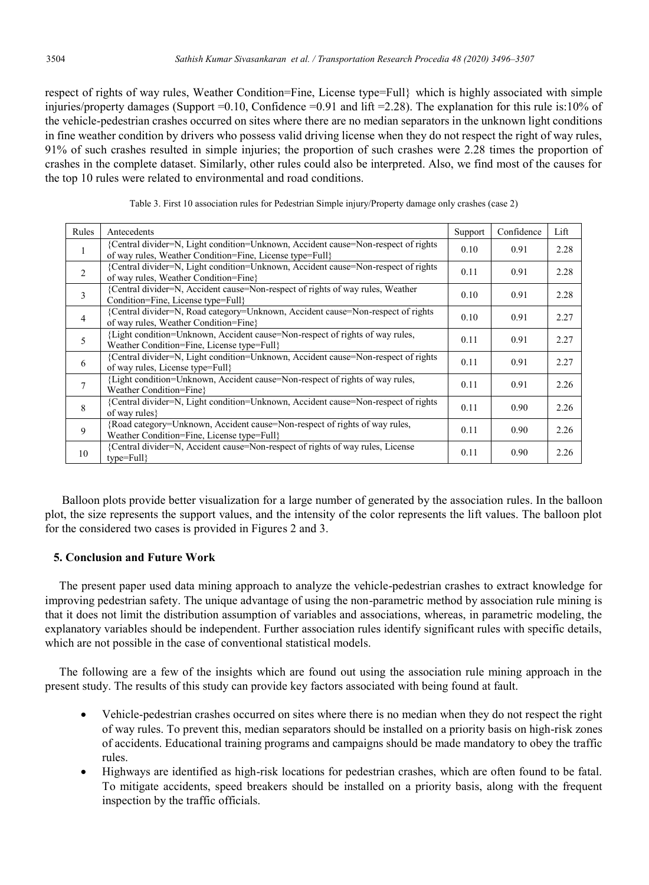respect of rights of way rules, Weather Condition=Fine, License type=Full} which is highly associated with simple injuries/property damages (Support =0.10, Confidence =0.91 and lift =2.28). The explanation for this rule is:10% of the vehicle-pedestrian crashes occurred on sites where there are no median separators in the unknown light conditions in fine weather condition by drivers who possess valid driving license when they do not respect the right of way rules, 91% of such crashes resulted in simple injuries; the proportion of such crashes were 2.28 times the proportion of crashes in the complete dataset. Similarly, other rules could also be interpreted. Also, we find most of the causes for the top 10 rules were related to environmental and road conditions.

Table 3. First 10 association rules for Pedestrian Simple injury/Property damage only crashes (case 2)

| Rules | Antecedents | Support | Confidence | Lift |
|---|---|---|---|---|
| 1 | {Central divider=N, Light condition=Unknown, Accident cause=Non-respect of rights of way rules, Weather Condition=Fine, License type=Full} | 0.10 | 0.91 | 2.28 |
| 2 | {Central divider=N, Light condition=Unknown, Accident cause=Non-respect of rights of way rules, Weather Condition=Fine} | 0.11 | 0.91 | 2.28 |
| 3 | {Central divider=N, Accident cause=Non-respect of rights of way rules, Weather Condition=Fine, License type=Full} | 0.10 | 0.91 | 2.28 |
| 4 | {Central divider=N, Road category=Unknown, Accident cause=Non-respect of rights of way rules, Weather Condition=Fine} | 0.10 | 0.91 | 2.27 |
| 5 | {Light condition=Unknown, Accident cause=Non-respect of rights of way rules, Weather Condition=Fine, License type=Full} | 0.11 | 0.91 | 2.27 |
| 6 | {Central divider=N, Light condition=Unknown, Accident cause=Non-respect of rights of way rules, License type=Full} | 0.11 | 0.91 | 2.27 |
| 7 | {Light condition=Unknown, Accident cause=Non-respect of rights of way rules, Weather Condition=Fine} | 0.11 | 0.91 | 2.26 |
| 8 | {Central divider=N, Light condition=Unknown, Accident cause=Non-respect of rights of way rules} | 0.11 | 0.90 | 2.26 |
| 9 | {Road category=Unknown, Accident cause=Non-respect of rights of way rules, Weather Condition=Fine, License type=Full} | 0.11 | 0.90 | 2.26 |
| 10 | {Central divider=N, Accident cause=Non-respect of rights of way rules, License type=Full} | 0.11 | 0.90 | 2.26 |

Balloon plots provide better visualization for a large number of generated by the association rules. In the balloon plot, the size represents the support values, and the intensity of the color represents the lift values. The balloon plot for the considered two cases is provided in Figures 2 and 3.

## 5. Conclusion and Future Work

The present paper used data mining approach to analyze the vehicle-pedestrian crashes to extract knowledge for improving pedestrian safety. The unique advantage of using the non-parametric method by association rule mining is that it does not limit the distribution assumption of variables and associations, whereas, in parametric modeling, the explanatory variables should be independent. Further association rules identify significant rules with specific details, which are not possible in the case of conventional statistical models.

The following are a few of the insights which are found out using the association rule mining approach in the present study. The results of this study can provide key factors associated with being found at fault.

- Vehicle-pedestrian crashes occurred on sites where there is no median when they do not respect the right of way rules. To prevent this, median separators should be installed on a priority basis on high-risk zones of accidents. Educational training programs and campaigns should be made mandatory to obey the traffic rules.
- Highways are identified as high-risk locations for pedestrian crashes, which are often found to be fatal. To mitigate accidents, speed breakers should be installed on a priority basis, along with the frequent inspection by the traffic officials.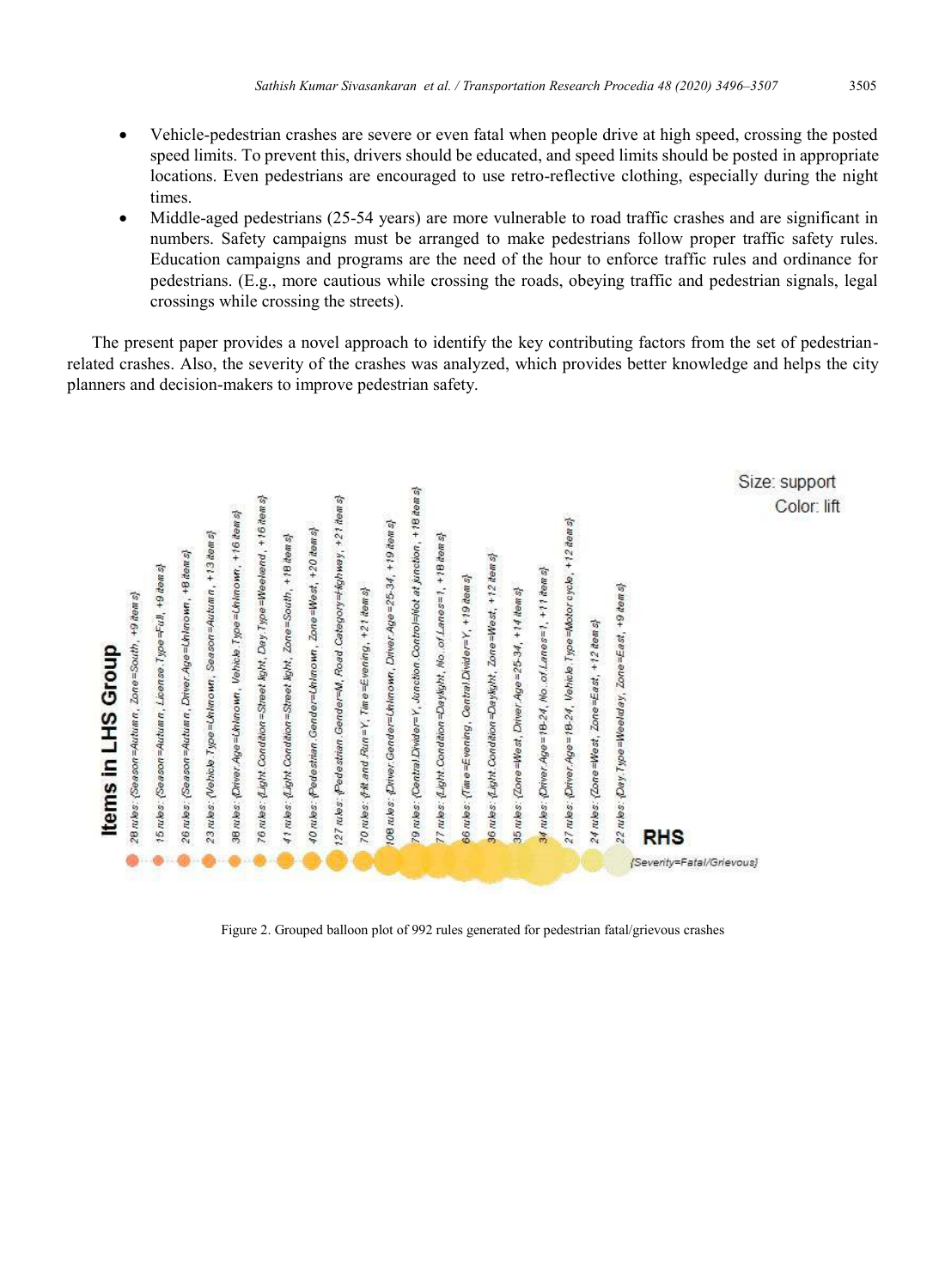- Vehicle-pedestrian crashes are severe or even fatal when people drive at high speed, crossing the posted speed limits. To prevent this, drivers should be educated, and speed limits should be posted in appropriate locations. Even pedestrians are encouraged to use retro-reflective clothing, especially during the night times.
- Middle-aged pedestrians (25-54 years) are more vulnerable to road traffic crashes and are significant in numbers. Safety campaigns must be arranged to make pedestrians follow proper traffic safety rules. Education campaigns and programs are the need of the hour to enforce traffic rules and ordinance for pedestrians. (E.g., more cautious while crossing the roads, obeying traffic and pedestrian signals, legal crossings while crossing the streets).

The present paper provides a novel approach to identify the key contributing factors from the set of pedestrian-related crashes. Also, the severity of the crashes was analyzed, which provides better knowledge and helps the city planners and decision-makers to improve pedestrian safety.

Figure 2. Grouped balloon plot of 992 rules generated for pedestrian fatal/grievous crashes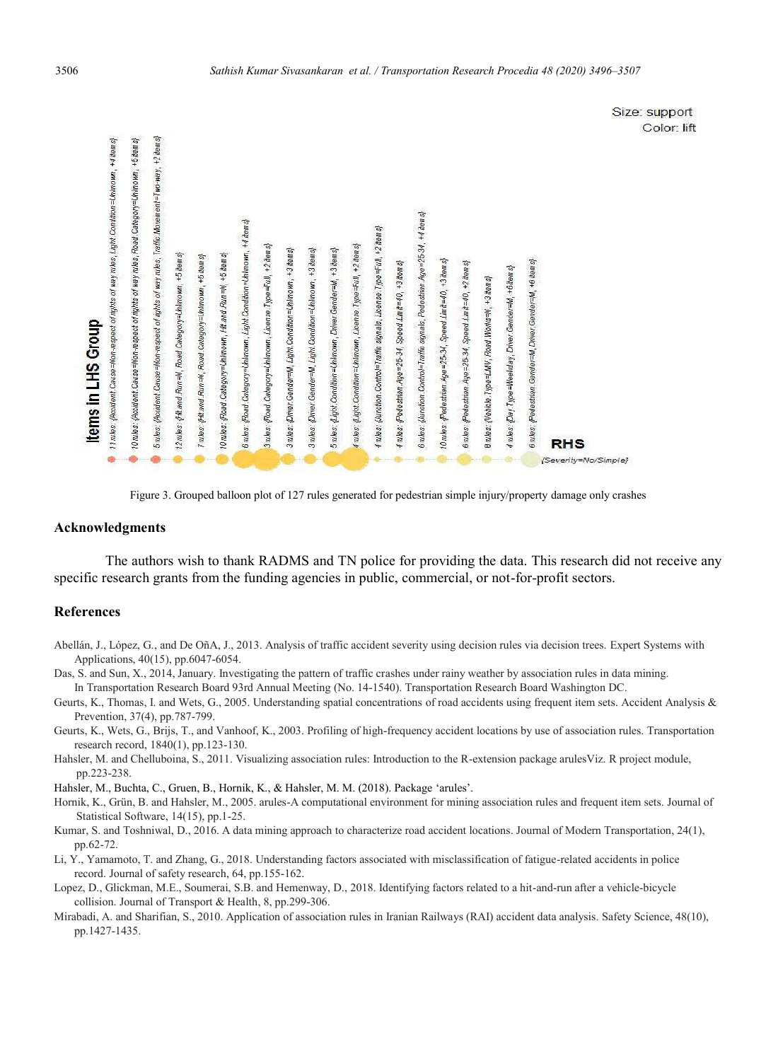Figure 3. Grouped balloon plot of 127 rules generated for pedestrian simple injury/property damage only crashes

## Acknowledgments

The authors wish to thank RADMS and TN police for providing the data. This research did not receive any specific research grants from the funding agencies in public, commercial, or not-for-profit sectors.

## References

Abellán, J., López, G., and De OñA, J., 2013. Analysis of traffic accident severity using decision rules via decision trees. Expert Systems with Applications, 40(15), pp.6047-6054.

Das, S. and Sun, X., 2014, January. Investigating the pattern of traffic crashes under rainy weather by association rules in data mining. In Transportation Research Board 93rd Annual Meeting (No. 14-1540). Transportation Research Board Washington DC.

Geurts, K., Thomas, I. and Wets, G., 2005. Understanding spatial concentrations of road accidents using frequent item sets. Accident Analysis & Prevention, 37(4), pp.787-799.

Geurts, K., Wets, G., Brijs, T., and Vanhoof, K., 2003. Profiling of high-frequency accident locations by use of association rules. Transportation research record, 1840(1), pp.123-130.

Hahsler, M. and Chelluboina, S., 2011. Visualizing association rules: Introduction to the R-extension package arulesViz. R project module, pp.223-238.

Hahsler, M., Buchta, C., Gruen, B., Hornik, K., & Hahsler, M. M. (2018). Package 'arules'.

Hornik, K., Grün, B. and Hahsler, M., 2005. arules-A computational environment for mining association rules and frequent item sets. Journal of Statistical Software, 14(15), pp.1-25.

Kumar, S. and Toshniwal, D., 2016. A data mining approach to characterize road accident locations. Journal of Modern Transportation, 24(1), pp.62-72.

Li, Y., Yamamoto, T. and Zhang, G., 2018. Understanding factors associated with misclassification of fatigue-related accidents in police record. Journal of safety research, 64, pp.155-162.

Lopez, D., Glickman, M.E., Soumerai, S.B. and Hemenway, D., 2018. Identifying factors related to a hit-and-run after a vehicle-bicycle collision. Journal of Transport & Health, 8, pp.299-306.

Mirabadi, A. and Sharifian, S., 2010. Application of association rules in Iranian Railways (RAI) accident data analysis. Safety Science, 48(10), pp.1427-1435.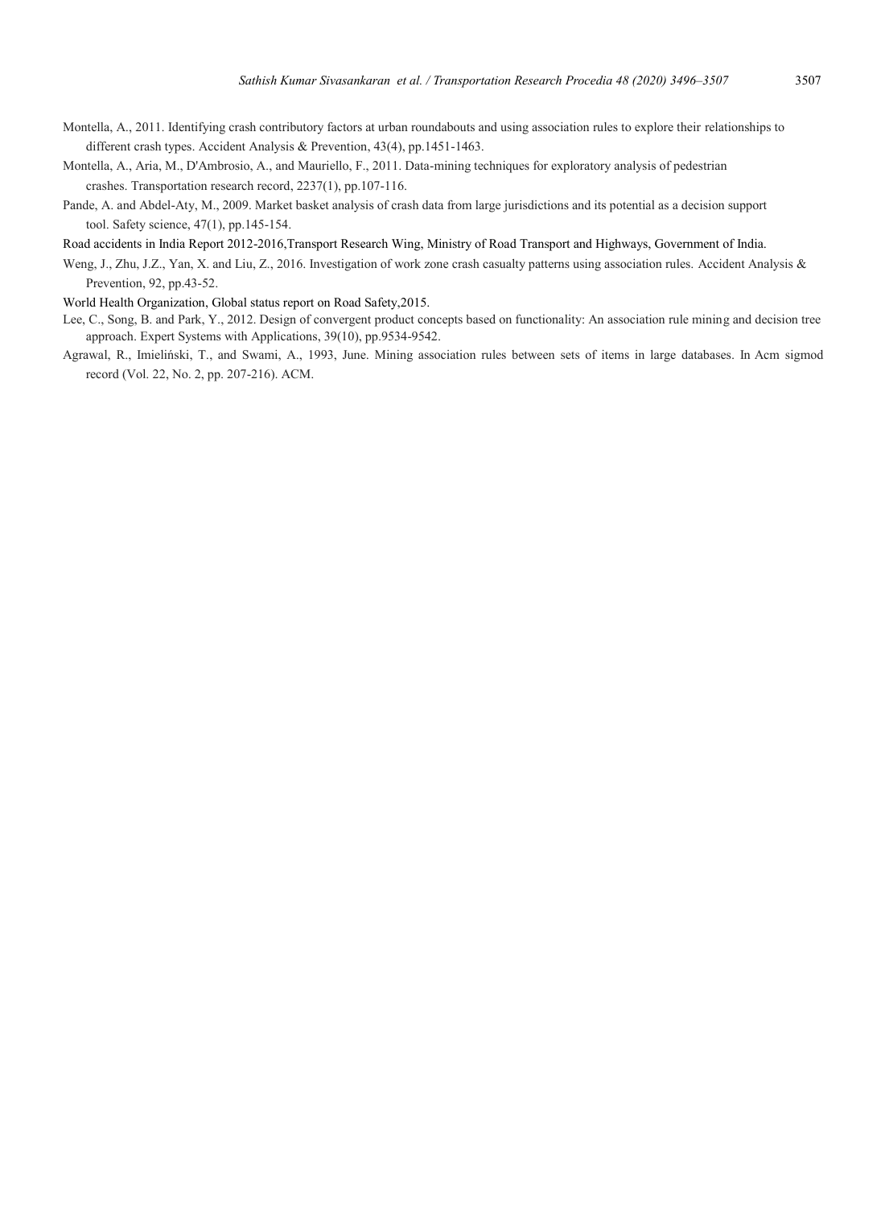Montella, A., 2011. Identifying crash contributory factors at urban roundabouts and using association rules to explore their relationships to different crash types. Accident Analysis & Prevention, 43(4), pp.1451-1463.

Montella, A., Aria, M., D'Ambrosio, A., and Mauriello, F., 2011. Data-mining techniques for exploratory analysis of pedestrian crashes. Transportation research record, 2237(1), pp.107-116.

Pande, A. and Abdel-Aty, M., 2009. Market basket analysis of crash data from large jurisdictions and its potential as a decision support tool. Safety science, 47(1), pp.145-154.

Road accidents in India Report 2012-2016,Transport Research Wing, Ministry of Road Transport and Highways, Government of India.

Weng, J., Zhu, J.Z., Yan, X. and Liu, Z., 2016. Investigation of work zone crash casualty patterns using association rules. Accident Analysis & Prevention, 92, pp.43-52.

World Health Organization, Global status report on Road Safety,2015.

Lee, C., Song, B. and Park, Y., 2012. Design of convergent product concepts based on functionality: An association rule mining and decision tree approach. Expert Systems with Applications, 39(10), pp.9534-9542.

Agrawal, R., Imieliński, T., and Swami, A., 1993, June. Mining association rules between sets of items in large databases. In Acm sigmod record (Vol. 22, No. 2, pp. 207-216). ACM.